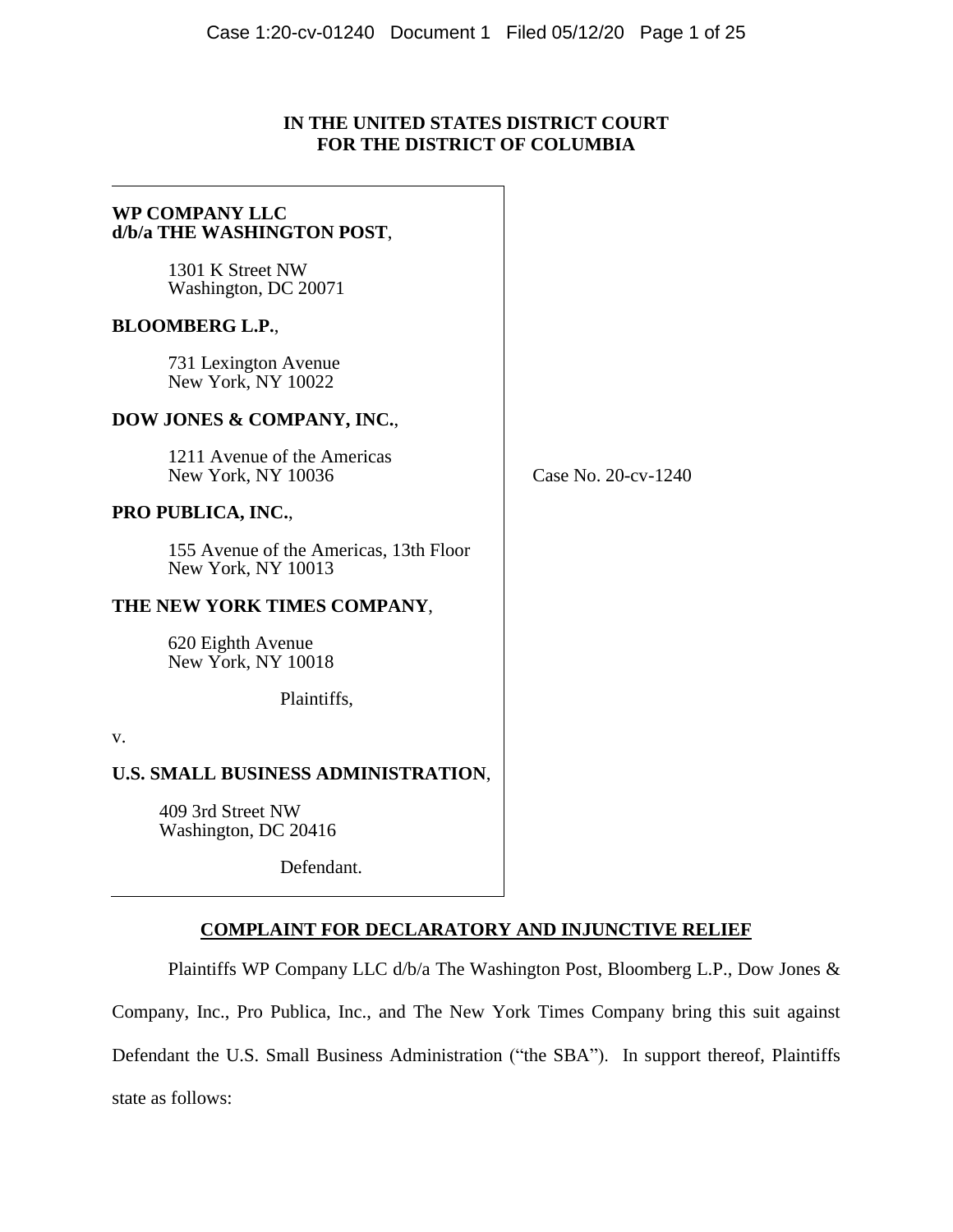**IN THE UNITED STATES DISTRICT COURT**
**FOR THE DISTRICT OF COLUMBIA**

**WP COMPANY LLC**
**d/b/a THE WASHINGTON POST**,

1301 K Street NW
Washington, DC 20071

**BLOOMBERG L.P.**,

731 Lexington Avenue
New York, NY 10022

**DOW JONES & COMPANY, INC.**,

1211 Avenue of the Americas
New York, NY 10036

**PRO PUBLICA, INC.**,

155 Avenue of the Americas, 13th Floor
New York, NY 10013

**THE NEW YORK TIMES COMPANY**,

620 Eighth Avenue
New York, NY 10018

Plaintiffs,

v.

**U.S. SMALL BUSINESS ADMINISTRATION**,

409 3rd Street NW
Washington, DC 20416

Defendant.

Case No. 20-cv-1240

**COMPLAINT FOR DECLARATORY AND INJUNCTIVE RELIEF**

Plaintiffs WP Company LLC d/b/a The Washington Post, Bloomberg L.P., Dow Jones & Company, Inc., Pro Publica, Inc., and The New York Times Company bring this suit against Defendant the U.S. Small Business Administration ("the SBA"). In support thereof, Plaintiffs state as follows: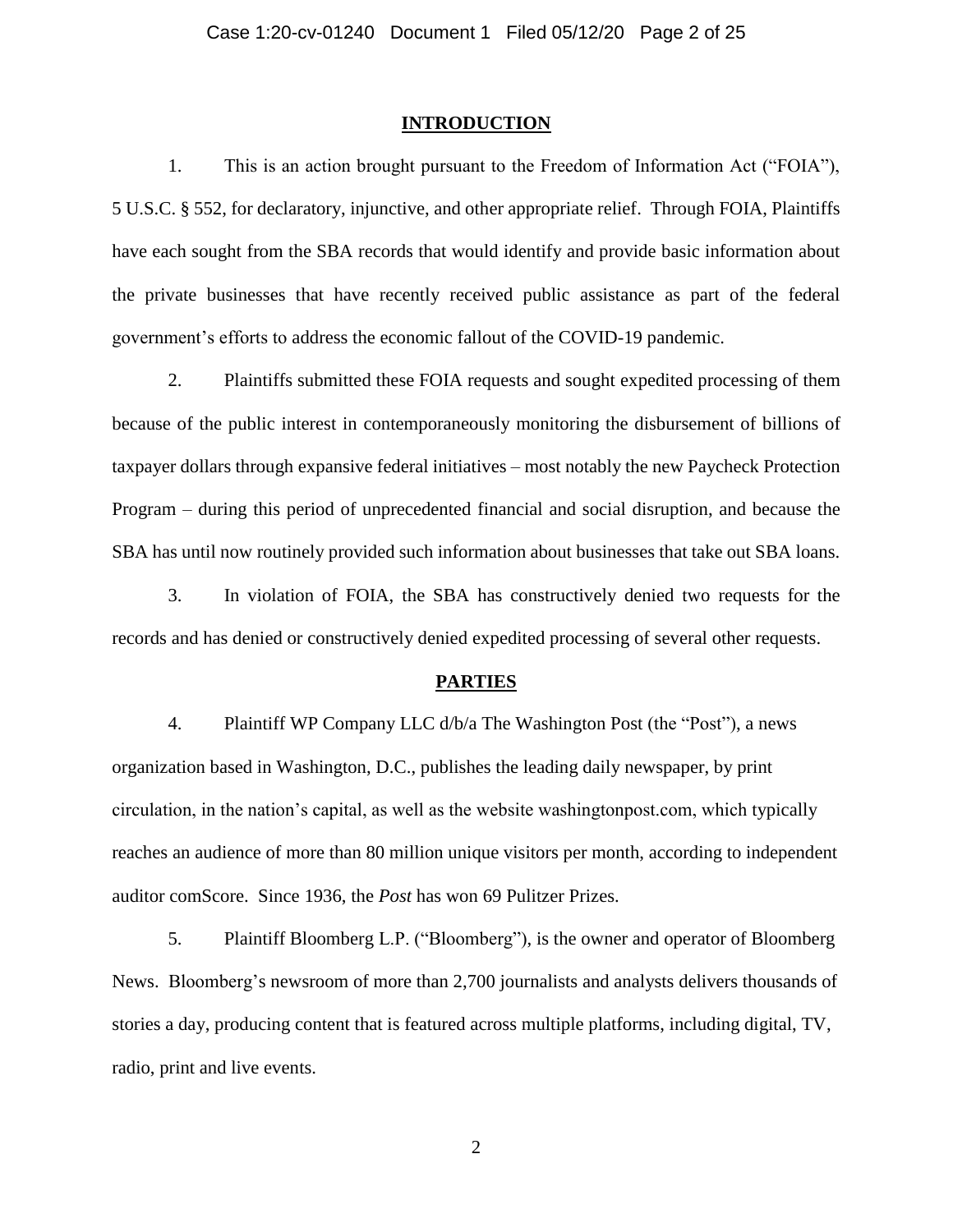## INTRODUCTION

1. This is an action brought pursuant to the Freedom of Information Act ("FOIA"), 5 U.S.C. § 552, for declaratory, injunctive, and other appropriate relief. Through FOIA, Plaintiffs have each sought from the SBA records that would identify and provide basic information about the private businesses that have recently received public assistance as part of the federal government's efforts to address the economic fallout of the COVID-19 pandemic.

2. Plaintiffs submitted these FOIA requests and sought expedited processing of them because of the public interest in contemporaneously monitoring the disbursement of billions of taxpayer dollars through expansive federal initiatives – most notably the new Paycheck Protection Program – during this period of unprecedented financial and social disruption, and because the SBA has until now routinely provided such information about businesses that take out SBA loans.

3. In violation of FOIA, the SBA has constructively denied two requests for the records and has denied or constructively denied expedited processing of several other requests.

## PARTIES

4. Plaintiff WP Company LLC d/b/a The Washington Post (the "Post"), a news organization based in Washington, D.C., publishes the leading daily newspaper, by print circulation, in the nation's capital, as well as the website washingtonpost.com, which typically reaches an audience of more than 80 million unique visitors per month, according to independent auditor comScore. Since 1936, the *Post* has won 69 Pulitzer Prizes.

5. Plaintiff Bloomberg L.P. ("Bloomberg"), is the owner and operator of Bloomberg News. Bloomberg's newsroom of more than 2,700 journalists and analysts delivers thousands of stories a day, producing content that is featured across multiple platforms, including digital, TV, radio, print and live events.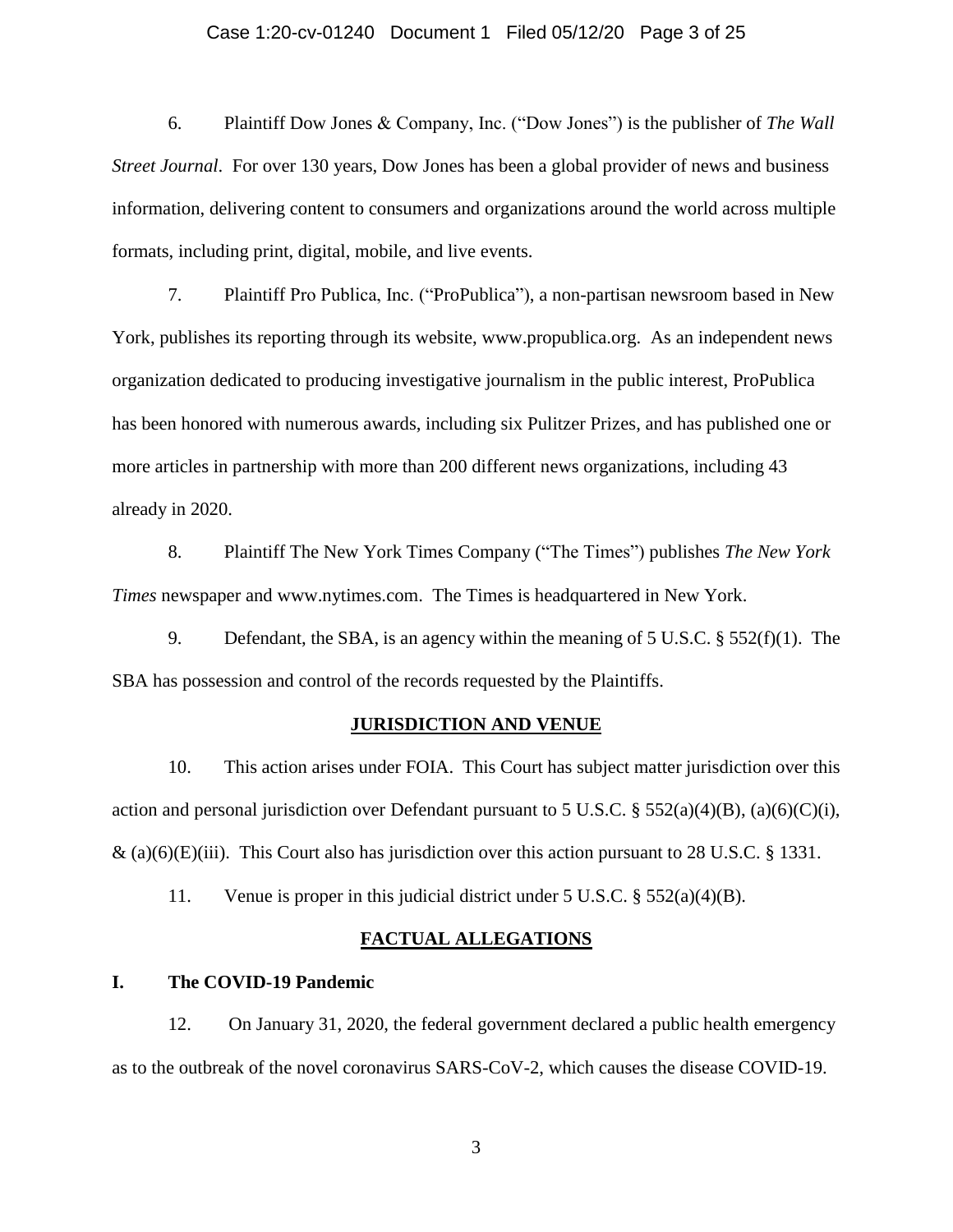6. Plaintiff Dow Jones & Company, Inc. ("Dow Jones") is the publisher of *The Wall Street Journal*. For over 130 years, Dow Jones has been a global provider of news and business information, delivering content to consumers and organizations around the world across multiple formats, including print, digital, mobile, and live events.

7. Plaintiff Pro Publica, Inc. ("ProPublica"), a non-partisan newsroom based in New York, publishes its reporting through its website, www.propublica.org. As an independent news organization dedicated to producing investigative journalism in the public interest, ProPublica has been honored with numerous awards, including six Pulitzer Prizes, and has published one or more articles in partnership with more than 200 different news organizations, including 43 already in 2020.

8. Plaintiff The New York Times Company ("The Times") publishes *The New York Times* newspaper and www.nytimes.com. The Times is headquartered in New York.

9. Defendant, the SBA, is an agency within the meaning of 5 U.S.C. § 552(f)(1). The SBA has possession and control of the records requested by the Plaintiffs.

## JURISDICTION AND VENUE

10. This action arises under FOIA. This Court has subject matter jurisdiction over this action and personal jurisdiction over Defendant pursuant to 5 U.S.C. § 552(a)(4)(B), (a)(6)(C)(i), & (a)(6)(E)(iii). This Court also has jurisdiction over this action pursuant to 28 U.S.C. § 1331.

11. Venue is proper in this judicial district under 5 U.S.C. § 552(a)(4)(B).

## FACTUAL ALLEGATIONS

### I. The COVID-19 Pandemic

12. On January 31, 2020, the federal government declared a public health emergency as to the outbreak of the novel coronavirus SARS-CoV-2, which causes the disease COVID-19.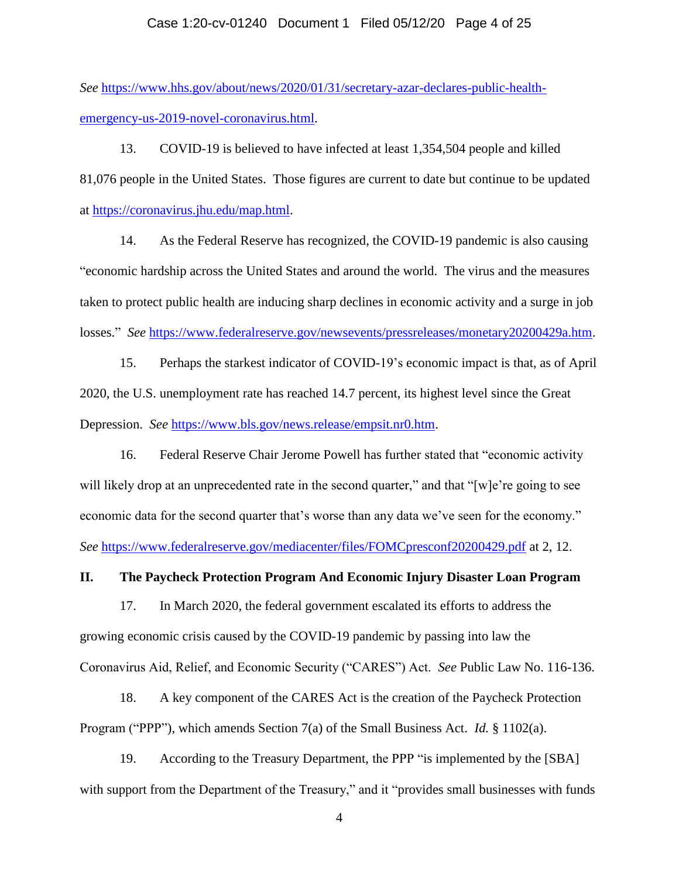*See* https://www.hhs.gov/about/news/2020/01/31/secretary-azar-declares-public-health-emergency-us-2019-novel-coronavirus.html.

13. COVID-19 is believed to have infected at least 1,354,504 people and killed 81,076 people in the United States. Those figures are current to date but continue to be updated at https://coronavirus.jhu.edu/map.html.

14. As the Federal Reserve has recognized, the COVID-19 pandemic is also causing "economic hardship across the United States and around the world. The virus and the measures taken to protect public health are inducing sharp declines in economic activity and a surge in job losses." *See* https://www.federalreserve.gov/newsevents/pressreleases/monetary20200429a.htm.

15. Perhaps the starkest indicator of COVID-19's economic impact is that, as of April 2020, the U.S. unemployment rate has reached 14.7 percent, its highest level since the Great Depression. *See* https://www.bls.gov/news.release/empsit.nr0.htm.

16. Federal Reserve Chair Jerome Powell has further stated that "economic activity will likely drop at an unprecedented rate in the second quarter," and that "[w]e're going to see economic data for the second quarter that's worse than any data we've seen for the economy." *See* https://www.federalreserve.gov/mediacenter/files/FOMCpresconf20200429.pdf at 2, 12.

## II. The Paycheck Protection Program And Economic Injury Disaster Loan Program

17. In March 2020, the federal government escalated its efforts to address the growing economic crisis caused by the COVID-19 pandemic by passing into law the Coronavirus Aid, Relief, and Economic Security ("CARES") Act. *See* Public Law No. 116-136.

18. A key component of the CARES Act is the creation of the Paycheck Protection Program ("PPP"), which amends Section 7(a) of the Small Business Act. *Id.* § 1102(a).

19. According to the Treasury Department, the PPP "is implemented by the [SBA] with support from the Department of the Treasury," and it "provides small businesses with funds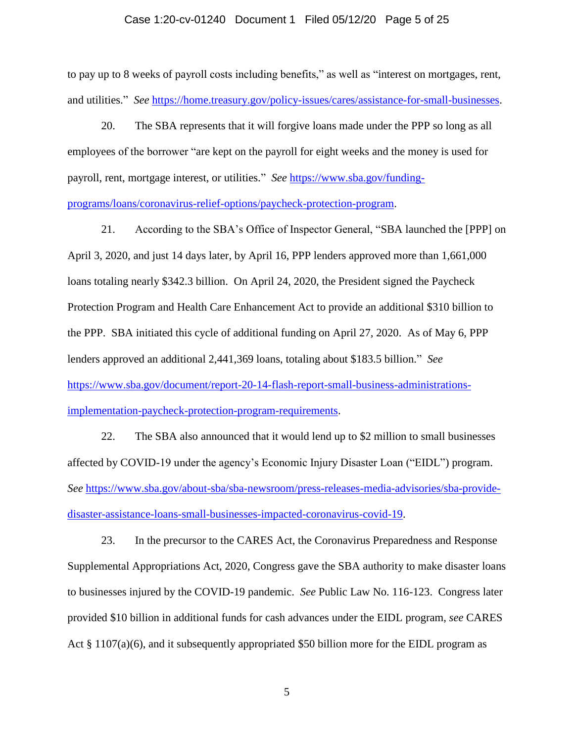to pay up to 8 weeks of payroll costs including benefits," as well as "interest on mortgages, rent, and utilities." *See* https://home.treasury.gov/policy-issues/cares/assistance-for-small-businesses.

20. The SBA represents that it will forgive loans made under the PPP so long as all employees of the borrower "are kept on the payroll for eight weeks and the money is used for payroll, rent, mortgage interest, or utilities." *See* https://www.sba.gov/funding-programs/loans/coronavirus-relief-options/paycheck-protection-program.

21. According to the SBA's Office of Inspector General, "SBA launched the [PPP] on April 3, 2020, and just 14 days later, by April 16, PPP lenders approved more than 1,661,000 loans totaling nearly $342.3 billion. On April 24, 2020, the President signed the Paycheck Protection Program and Health Care Enhancement Act to provide an additional $310 billion to the PPP. SBA initiated this cycle of additional funding on April 27, 2020. As of May 6, PPP lenders approved an additional 2,441,369 loans, totaling about $183.5 billion." *See* https://www.sba.gov/document/report-20-14-flash-report-small-business-administrations-implementation-paycheck-protection-program-requirements.

22. The SBA also announced that it would lend up to $2 million to small businesses affected by COVID-19 under the agency's Economic Injury Disaster Loan ("EIDL") program. *See* https://www.sba.gov/about-sba/sba-newsroom/press-releases-media-advisories/sba-provide-disaster-assistance-loans-small-businesses-impacted-coronavirus-covid-19.

23. In the precursor to the CARES Act, the Coronavirus Preparedness and Response Supplemental Appropriations Act, 2020, Congress gave the SBA authority to make disaster loans to businesses injured by the COVID-19 pandemic. *See* Public Law No. 116-123. Congress later provided $10 billion in additional funds for cash advances under the EIDL program, *see* CARES Act § 1107(a)(6), and it subsequently appropriated $50 billion more for the EIDL program as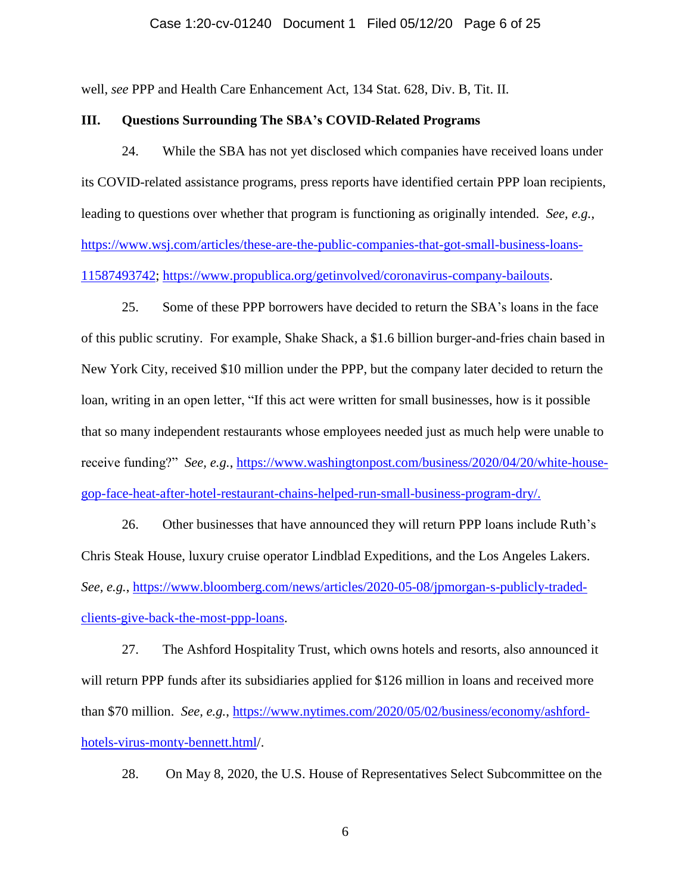well, *see* PPP and Health Care Enhancement Act, 134 Stat. 628, Div. B, Tit. II.

### III. Questions Surrounding The SBA's COVID-Related Programs

24. While the SBA has not yet disclosed which companies have received loans under its COVID-related assistance programs, press reports have identified certain PPP loan recipients, leading to questions over whether that program is functioning as originally intended. *See, e.g.*, https://www.wsj.com/articles/these-are-the-public-companies-that-got-small-business-loans-11587493742; https://www.propublica.org/getinvolved/coronavirus-company-bailouts.

25. Some of these PPP borrowers have decided to return the SBA's loans in the face of this public scrutiny. For example, Shake Shack, a $1.6 billion burger-and-fries chain based in New York City, received $10 million under the PPP, but the company later decided to return the loan, writing in an open letter, "If this act were written for small businesses, how is it possible that so many independent restaurants whose employees needed just as much help were unable to receive funding?" *See, e.g.*, https://www.washingtonpost.com/business/2020/04/20/white-house-gop-face-heat-after-hotel-restaurant-chains-helped-run-small-business-program-dry/.

26. Other businesses that have announced they will return PPP loans include Ruth's Chris Steak House, luxury cruise operator Lindblad Expeditions, and the Los Angeles Lakers. *See, e.g.*, https://www.bloomberg.com/news/articles/2020-05-08/jpmorgan-s-publicly-traded-clients-give-back-the-most-ppp-loans.

27. The Ashford Hospitality Trust, which owns hotels and resorts, also announced it will return PPP funds after its subsidiaries applied for $126 million in loans and received more than $70 million. *See, e.g.*, https://www.nytimes.com/2020/05/02/business/economy/ashford-hotels-virus-monty-bennett.html/.

28. On May 8, 2020, the U.S. House of Representatives Select Subcommittee on the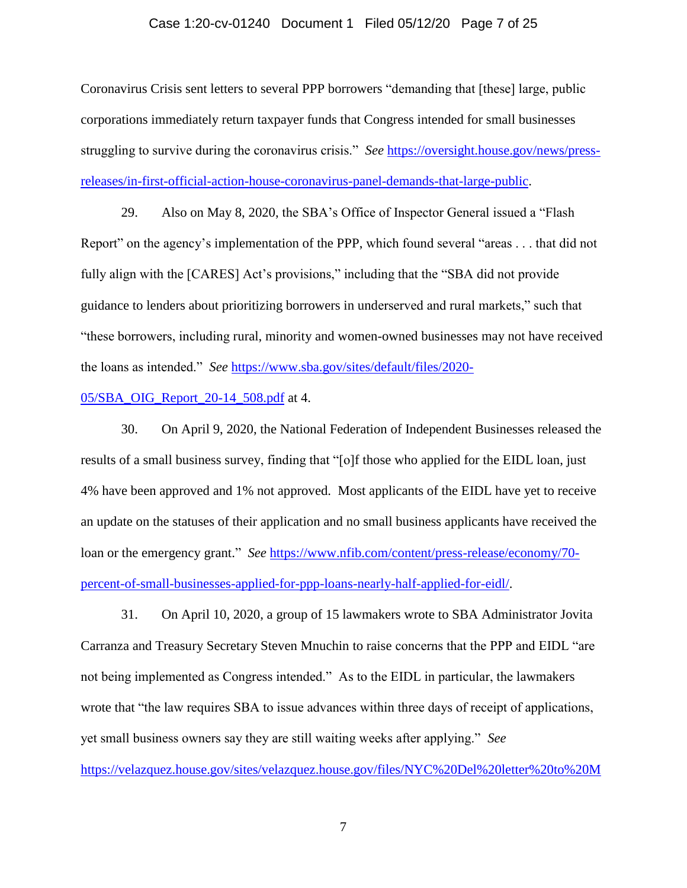Coronavirus Crisis sent letters to several PPP borrowers "demanding that [these] large, public corporations immediately return taxpayer funds that Congress intended for small businesses struggling to survive during the coronavirus crisis." *See* https://oversight.house.gov/news/press-releases/in-first-official-action-house-coronavirus-panel-demands-that-large-public.

29. Also on May 8, 2020, the SBA's Office of Inspector General issued a "Flash Report" on the agency's implementation of the PPP, which found several "areas . . . that did not fully align with the [CARES] Act's provisions," including that the "SBA did not provide guidance to lenders about prioritizing borrowers in underserved and rural markets," such that "these borrowers, including rural, minority and women-owned businesses may not have received the loans as intended." *See* https://www.sba.gov/sites/default/files/2020-05/SBA_OIG_Report_20-14_508.pdf at 4.

30. On April 9, 2020, the National Federation of Independent Businesses released the results of a small business survey, finding that "[o]f those who applied for the EIDL loan, just 4% have been approved and 1% not approved. Most applicants of the EIDL have yet to receive an update on the statuses of their application and no small business applicants have received the loan or the emergency grant." *See* https://www.nfib.com/content/press-release/economy/70-percent-of-small-businesses-applied-for-ppp-loans-nearly-half-applied-for-eidl/.

31. On April 10, 2020, a group of 15 lawmakers wrote to SBA Administrator Jovita Carranza and Treasury Secretary Steven Mnuchin to raise concerns that the PPP and EIDL "are not being implemented as Congress intended." As to the EIDL in particular, the lawmakers wrote that "the law requires SBA to issue advances within three days of receipt of applications, yet small business owners say they are still waiting weeks after applying." *See* https://velazquez.house.gov/sites/velazquez.house.gov/files/NYC%20Del%20letter%20to%20M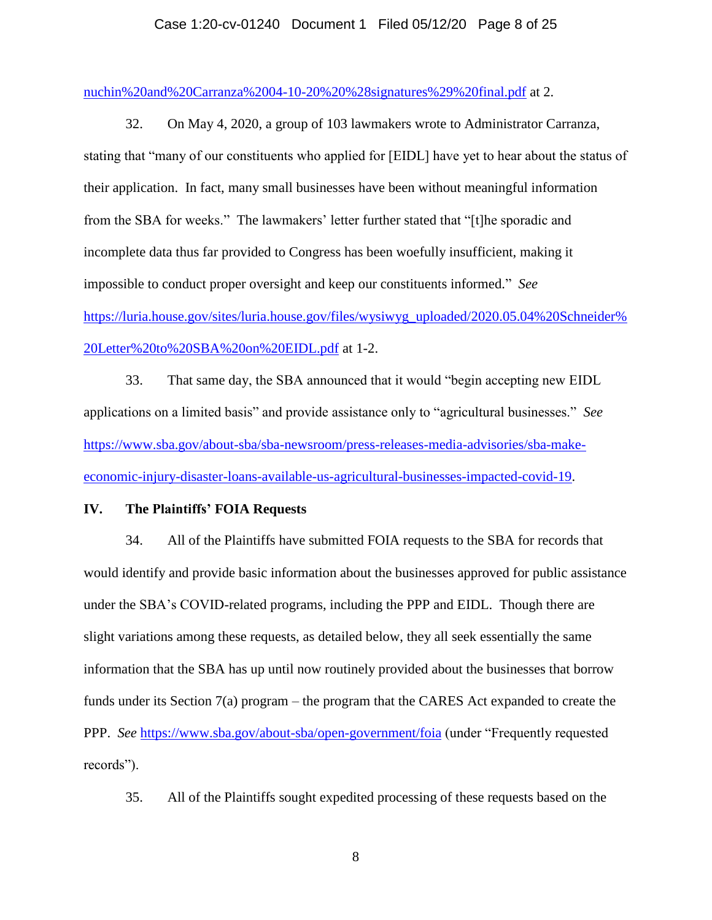nuchin%20and%20Carranza%2004-10-20%20%28signatures%29%20final.pdf at 2.

32. On May 4, 2020, a group of 103 lawmakers wrote to Administrator Carranza, stating that "many of our constituents who applied for [EIDL] have yet to hear about the status of their application. In fact, many small businesses have been without meaningful information from the SBA for weeks." The lawmakers' letter further stated that "[t]he sporadic and incomplete data thus far provided to Congress has been woefully insufficient, making it impossible to conduct proper oversight and keep our constituents informed." *See* https://luria.house.gov/sites/luria.house.gov/files/wysiwyg_uploaded/2020.05.04%20Schneider%20Letter%20to%20SBA%20on%20EIDL.pdf at 1-2.

33. That same day, the SBA announced that it would "begin accepting new EIDL applications on a limited basis" and provide assistance only to "agricultural businesses." *See* https://www.sba.gov/about-sba/sba-newsroom/press-releases-media-advisories/sba-make-economic-injury-disaster-loans-available-us-agricultural-businesses-impacted-covid-19.

**IV. The Plaintiffs' FOIA Requests**

34. All of the Plaintiffs have submitted FOIA requests to the SBA for records that would identify and provide basic information about the businesses approved for public assistance under the SBA's COVID-related programs, including the PPP and EIDL. Though there are slight variations among these requests, as detailed below, they all seek essentially the same information that the SBA has up until now routinely provided about the businesses that borrow funds under its Section 7(a) program – the program that the CARES Act expanded to create the PPP. *See* https://www.sba.gov/about-sba/open-government/foia (under "Frequently requested records").

35. All of the Plaintiffs sought expedited processing of these requests based on the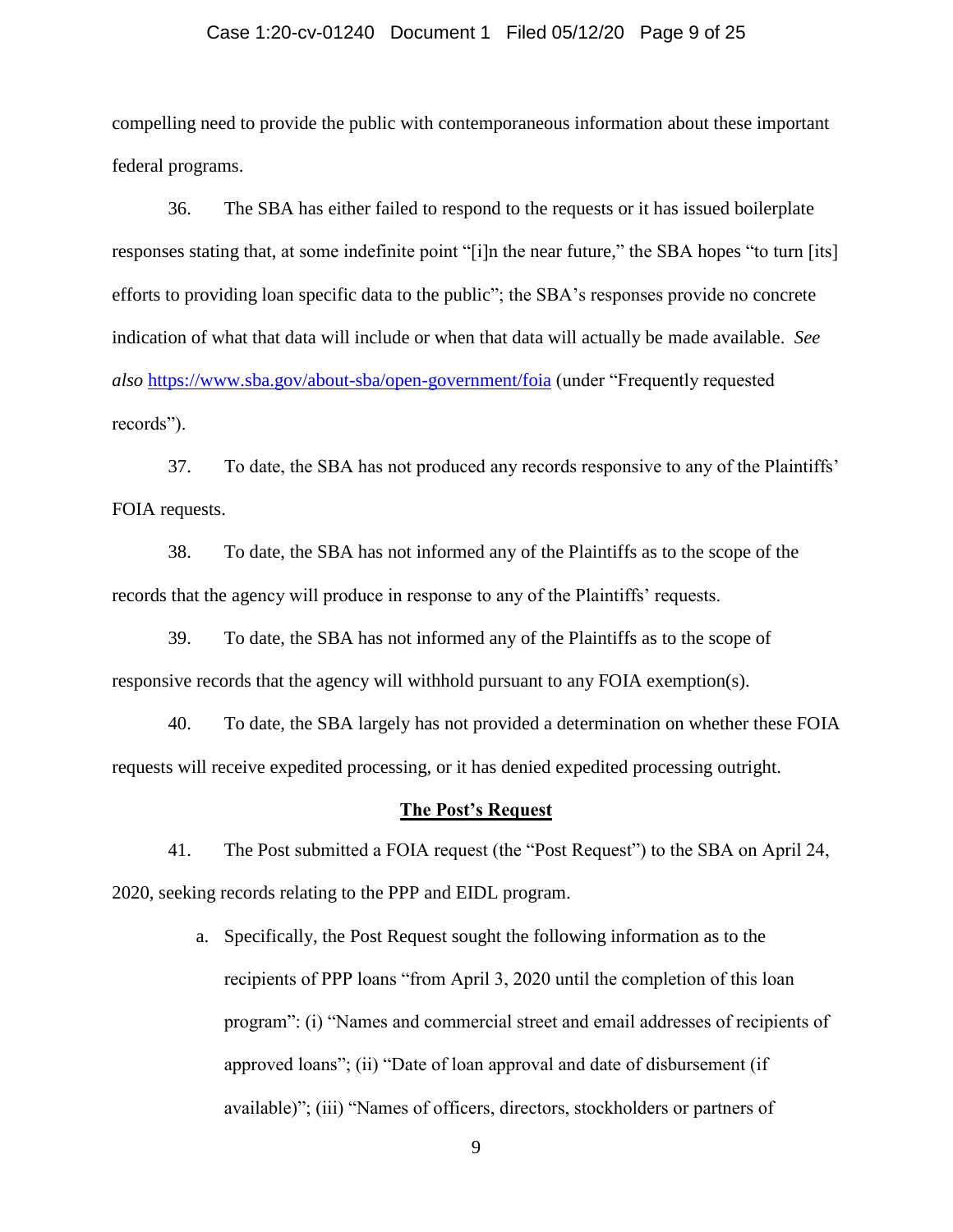compelling need to provide the public with contemporaneous information about these important federal programs.

36. The SBA has either failed to respond to the requests or it has issued boilerplate responses stating that, at some indefinite point "[i]n the near future," the SBA hopes "to turn [its] efforts to providing loan specific data to the public"; the SBA's responses provide no concrete indication of what that data will include or when that data will actually be made available. *See also* https://www.sba.gov/about-sba/open-government/foia (under "Frequently requested records").

37. To date, the SBA has not produced any records responsive to any of the Plaintiffs' FOIA requests.

38. To date, the SBA has not informed any of the Plaintiffs as to the scope of the records that the agency will produce in response to any of the Plaintiffs' requests.

39. To date, the SBA has not informed any of the Plaintiffs as to the scope of responsive records that the agency will withhold pursuant to any FOIA exemption(s).

40. To date, the SBA largely has not provided a determination on whether these FOIA requests will receive expedited processing, or it has denied expedited processing outright.

**The Post's Request**

41. The Post submitted a FOIA request (the "Post Request") to the SBA on April 24, 2020, seeking records relating to the PPP and EIDL program.

a. Specifically, the Post Request sought the following information as to the recipients of PPP loans "from April 3, 2020 until the completion of this loan program": (i) "Names and commercial street and email addresses of recipients of approved loans"; (ii) "Date of loan approval and date of disbursement (if available)"; (iii) "Names of officers, directors, stockholders or partners of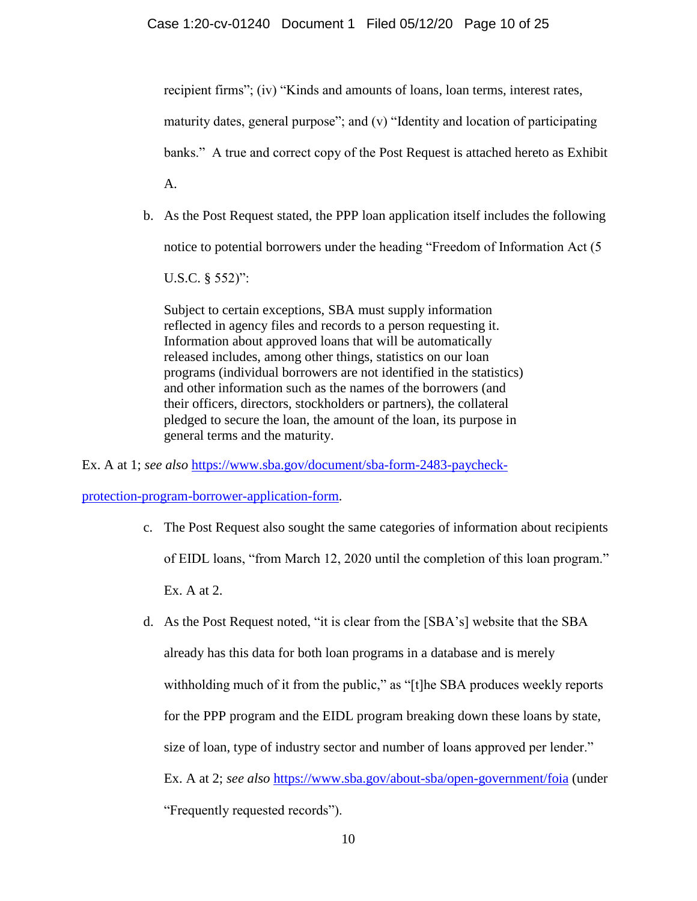recipient firms"; (iv) "Kinds and amounts of loans, loan terms, interest rates, maturity dates, general purpose"; and (v) "Identity and location of participating banks." A true and correct copy of the Post Request is attached hereto as Exhibit A.

b. As the Post Request stated, the PPP loan application itself includes the following notice to potential borrowers under the heading "Freedom of Information Act (5 U.S.C. § 552)":

> Subject to certain exceptions, SBA must supply information reflected in agency files and records to a person requesting it. Information about approved loans that will be automatically released includes, among other things, statistics on our loan programs (individual borrowers are not identified in the statistics) and other information such as the names of the borrowers (and their officers, directors, stockholders or partners), the collateral pledged to secure the loan, the amount of the loan, its purpose in general terms and the maturity.

Ex. A at 1; *see also* [https://www.sba.gov/document/sba-form-2483-paycheck-protection-program-borrower-application-form](https://www.sba.gov/document/sba-form-2483-paycheck-protection-program-borrower-application-form).

c. The Post Request also sought the same categories of information about recipients of EIDL loans, "from March 12, 2020 until the completion of this loan program." Ex. A at 2.

d. As the Post Request noted, "it is clear from the [SBA's] website that the SBA already has this data for both loan programs in a database and is merely withholding much of it from the public," as "[t]he SBA produces weekly reports for the PPP program and the EIDL program breaking down these loans by state, size of loan, type of industry sector and number of loans approved per lender." Ex. A at 2; *see also* [https://www.sba.gov/about-sba/open-government/foia](https://www.sba.gov/about-sba/open-government/foia) (under "Frequently requested records").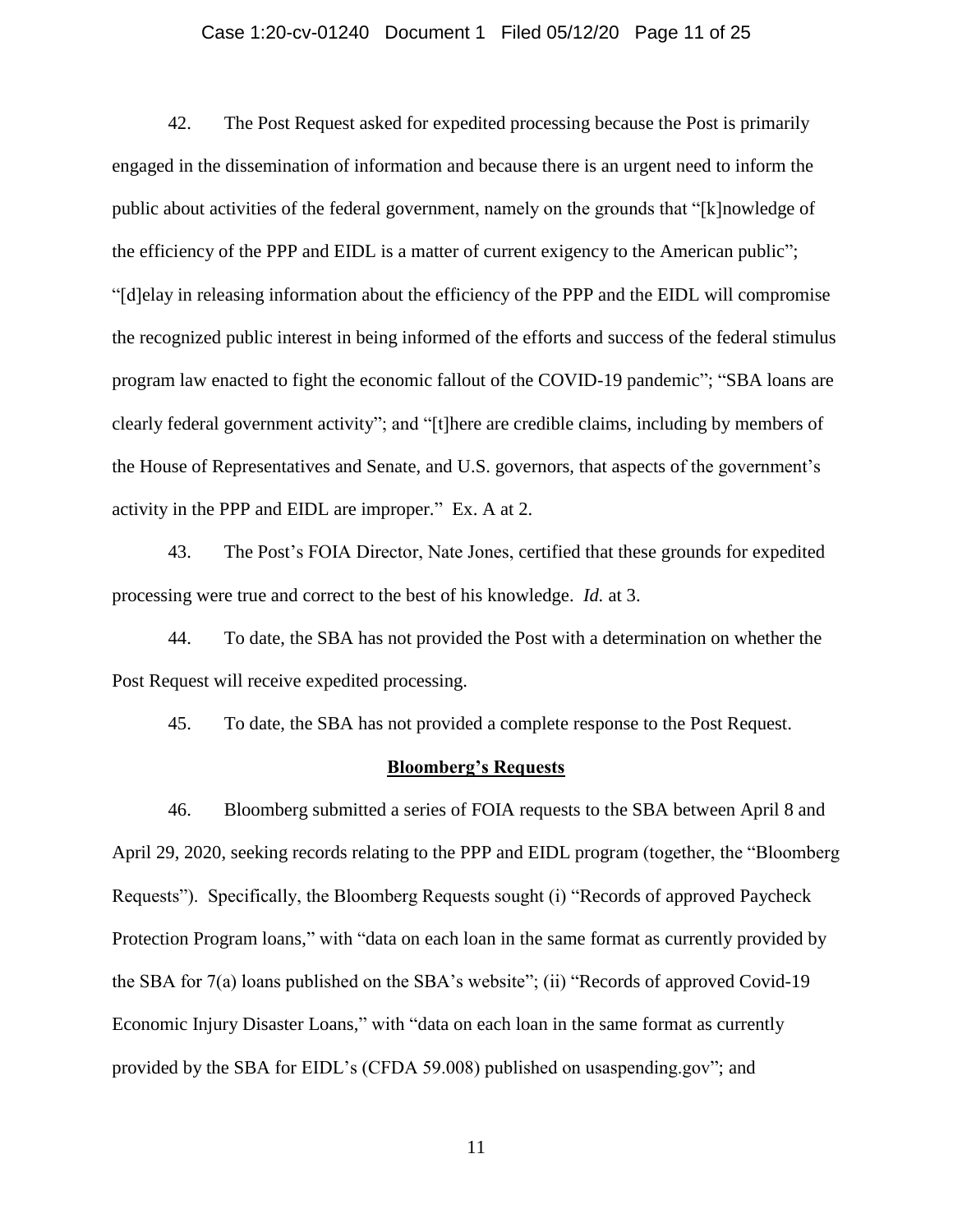42. The Post Request asked for expedited processing because the Post is primarily engaged in the dissemination of information and because there is an urgent need to inform the public about activities of the federal government, namely on the grounds that "[k]nowledge of the efficiency of the PPP and EIDL is a matter of current exigency to the American public"; "[d]elay in releasing information about the efficiency of the PPP and the EIDL will compromise the recognized public interest in being informed of the efforts and success of the federal stimulus program law enacted to fight the economic fallout of the COVID-19 pandemic"; "SBA loans are clearly federal government activity"; and "[t]here are credible claims, including by members of the House of Representatives and Senate, and U.S. governors, that aspects of the government's activity in the PPP and EIDL are improper." Ex. A at 2.

43. The Post's FOIA Director, Nate Jones, certified that these grounds for expedited processing were true and correct to the best of his knowledge. *Id.* at 3.

44. To date, the SBA has not provided the Post with a determination on whether the Post Request will receive expedited processing.

45. To date, the SBA has not provided a complete response to the Post Request.

**Bloomberg's Requests**

46. Bloomberg submitted a series of FOIA requests to the SBA between April 8 and April 29, 2020, seeking records relating to the PPP and EIDL program (together, the "Bloomberg Requests"). Specifically, the Bloomberg Requests sought (i) "Records of approved Paycheck Protection Program loans," with "data on each loan in the same format as currently provided by the SBA for 7(a) loans published on the SBA's website"; (ii) "Records of approved Covid-19 Economic Injury Disaster Loans," with "data on each loan in the same format as currently provided by the SBA for EIDL's (CFDA 59.008) published on usaspending.gov"; and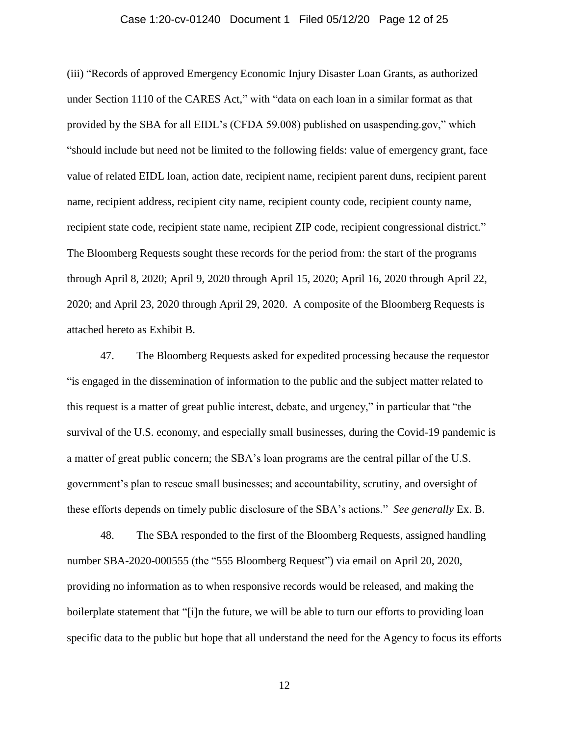(iii) "Records of approved Emergency Economic Injury Disaster Loan Grants, as authorized under Section 1110 of the CARES Act," with "data on each loan in a similar format as that provided by the SBA for all EIDL's (CFDA 59.008) published on usaspending.gov," which "should include but need not be limited to the following fields: value of emergency grant, face value of related EIDL loan, action date, recipient name, recipient parent duns, recipient parent name, recipient address, recipient city name, recipient county code, recipient county name, recipient state code, recipient state name, recipient ZIP code, recipient congressional district." The Bloomberg Requests sought these records for the period from: the start of the programs through April 8, 2020; April 9, 2020 through April 15, 2020; April 16, 2020 through April 22, 2020; and April 23, 2020 through April 29, 2020. A composite of the Bloomberg Requests is attached hereto as Exhibit B.

47. The Bloomberg Requests asked for expedited processing because the requestor "is engaged in the dissemination of information to the public and the subject matter related to this request is a matter of great public interest, debate, and urgency," in particular that "the survival of the U.S. economy, and especially small businesses, during the Covid-19 pandemic is a matter of great public concern; the SBA's loan programs are the central pillar of the U.S. government's plan to rescue small businesses; and accountability, scrutiny, and oversight of these efforts depends on timely public disclosure of the SBA's actions." *See generally* Ex. B.

48. The SBA responded to the first of the Bloomberg Requests, assigned handling number SBA-2020-000555 (the "555 Bloomberg Request") via email on April 20, 2020, providing no information as to when responsive records would be released, and making the boilerplate statement that "[i]n the future, we will be able to turn our efforts to providing loan specific data to the public but hope that all understand the need for the Agency to focus its efforts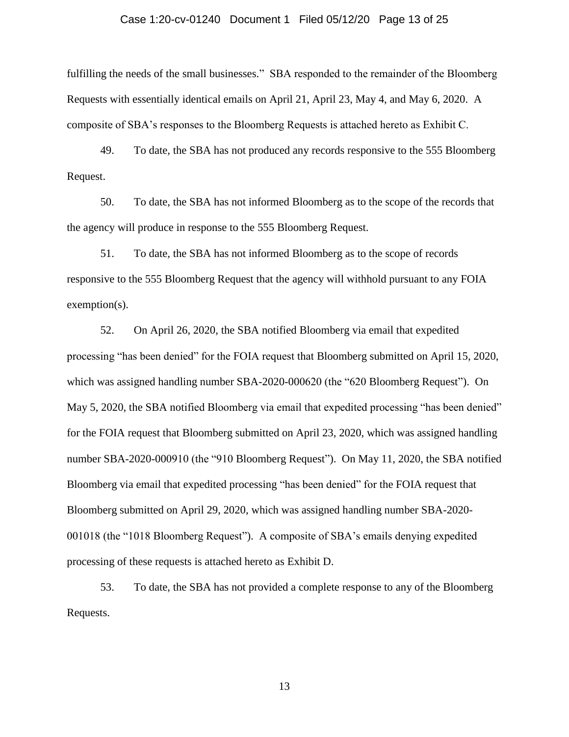fulfilling the needs of the small businesses." SBA responded to the remainder of the Bloomberg Requests with essentially identical emails on April 21, April 23, May 4, and May 6, 2020. A composite of SBA's responses to the Bloomberg Requests is attached hereto as Exhibit C.

49. To date, the SBA has not produced any records responsive to the 555 Bloomberg Request.

50. To date, the SBA has not informed Bloomberg as to the scope of the records that the agency will produce in response to the 555 Bloomberg Request.

51. To date, the SBA has not informed Bloomberg as to the scope of records responsive to the 555 Bloomberg Request that the agency will withhold pursuant to any FOIA exemption(s).

52. On April 26, 2020, the SBA notified Bloomberg via email that expedited processing "has been denied" for the FOIA request that Bloomberg submitted on April 15, 2020, which was assigned handling number SBA-2020-000620 (the "620 Bloomberg Request"). On May 5, 2020, the SBA notified Bloomberg via email that expedited processing "has been denied" for the FOIA request that Bloomberg submitted on April 23, 2020, which was assigned handling number SBA-2020-000910 (the "910 Bloomberg Request"). On May 11, 2020, the SBA notified Bloomberg via email that expedited processing "has been denied" for the FOIA request that Bloomberg submitted on April 29, 2020, which was assigned handling number SBA-2020-001018 (the "1018 Bloomberg Request"). A composite of SBA's emails denying expedited processing of these requests is attached hereto as Exhibit D.

53. To date, the SBA has not provided a complete response to any of the Bloomberg Requests.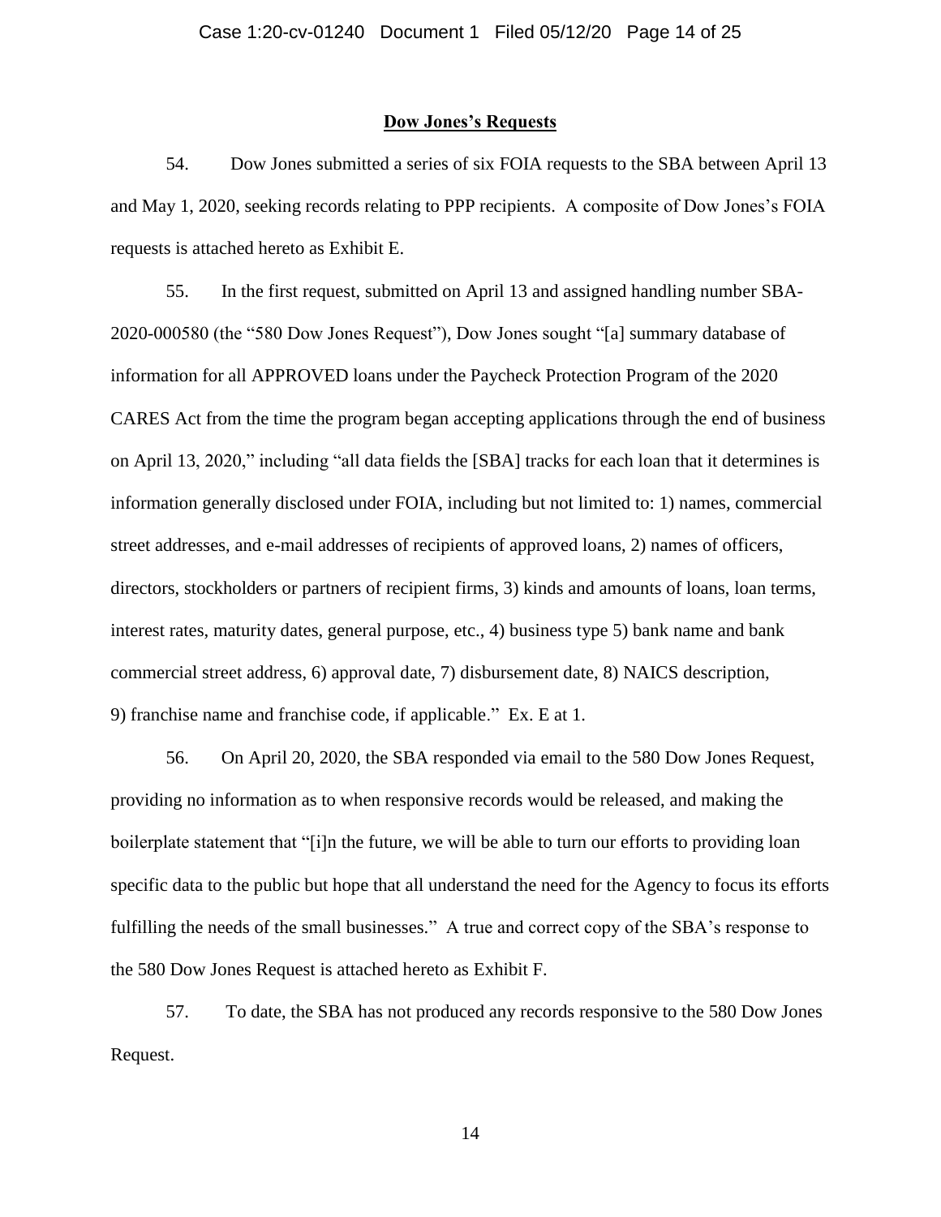**Dow Jones's Requests**

54. Dow Jones submitted a series of six FOIA requests to the SBA between April 13 and May 1, 2020, seeking records relating to PPP recipients. A composite of Dow Jones's FOIA requests is attached hereto as Exhibit E.

55. In the first request, submitted on April 13 and assigned handling number SBA-2020-000580 (the "580 Dow Jones Request"), Dow Jones sought "[a] summary database of information for all APPROVED loans under the Paycheck Protection Program of the 2020 CARES Act from the time the program began accepting applications through the end of business on April 13, 2020," including "all data fields the [SBA] tracks for each loan that it determines is information generally disclosed under FOIA, including but not limited to: 1) names, commercial street addresses, and e-mail addresses of recipients of approved loans, 2) names of officers, directors, stockholders or partners of recipient firms, 3) kinds and amounts of loans, loan terms, interest rates, maturity dates, general purpose, etc., 4) business type 5) bank name and bank commercial street address, 6) approval date, 7) disbursement date, 8) NAICS description, 9) franchise name and franchise code, if applicable." Ex. E at 1.

56. On April 20, 2020, the SBA responded via email to the 580 Dow Jones Request, providing no information as to when responsive records would be released, and making the boilerplate statement that "[i]n the future, we will be able to turn our efforts to providing loan specific data to the public but hope that all understand the need for the Agency to focus its efforts fulfilling the needs of the small businesses." A true and correct copy of the SBA's response to the 580 Dow Jones Request is attached hereto as Exhibit F.

57. To date, the SBA has not produced any records responsive to the 580 Dow Jones Request.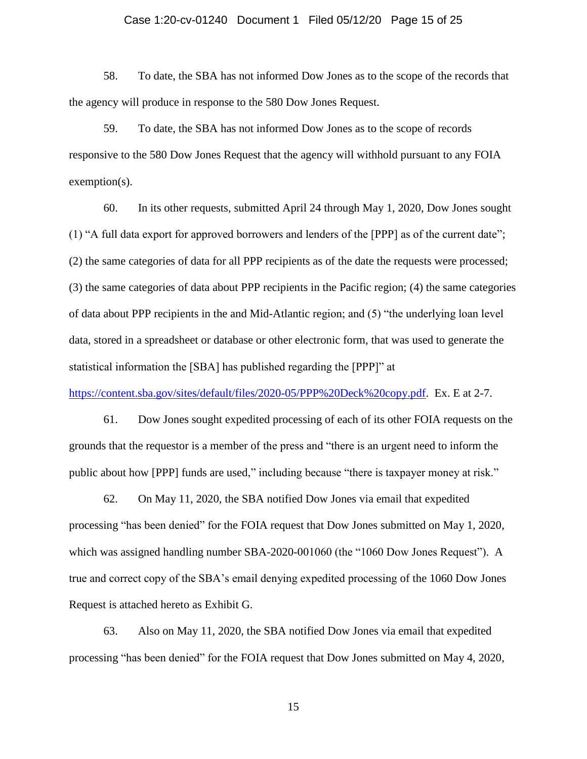58. To date, the SBA has not informed Dow Jones as to the scope of the records that the agency will produce in response to the 580 Dow Jones Request.

59. To date, the SBA has not informed Dow Jones as to the scope of records responsive to the 580 Dow Jones Request that the agency will withhold pursuant to any FOIA exemption(s).

60. In its other requests, submitted April 24 through May 1, 2020, Dow Jones sought (1) "A full data export for approved borrowers and lenders of the [PPP] as of the current date"; (2) the same categories of data for all PPP recipients as of the date the requests were processed; (3) the same categories of data about PPP recipients in the Pacific region; (4) the same categories of data about PPP recipients in the and Mid-Atlantic region; and (5) "the underlying loan level data, stored in a spreadsheet or database or other electronic form, that was used to generate the statistical information the [SBA] has published regarding the [PPP]" at https://content.sba.gov/sites/default/files/2020-05/PPP%20Deck%20copy.pdf. Ex. E at 2-7.

61. Dow Jones sought expedited processing of each of its other FOIA requests on the grounds that the requestor is a member of the press and "there is an urgent need to inform the public about how [PPP] funds are used," including because "there is taxpayer money at risk."

62. On May 11, 2020, the SBA notified Dow Jones via email that expedited processing "has been denied" for the FOIA request that Dow Jones submitted on May 1, 2020, which was assigned handling number SBA-2020-001060 (the "1060 Dow Jones Request"). A true and correct copy of the SBA's email denying expedited processing of the 1060 Dow Jones Request is attached hereto as Exhibit G.

63. Also on May 11, 2020, the SBA notified Dow Jones via email that expedited processing "has been denied" for the FOIA request that Dow Jones submitted on May 4, 2020,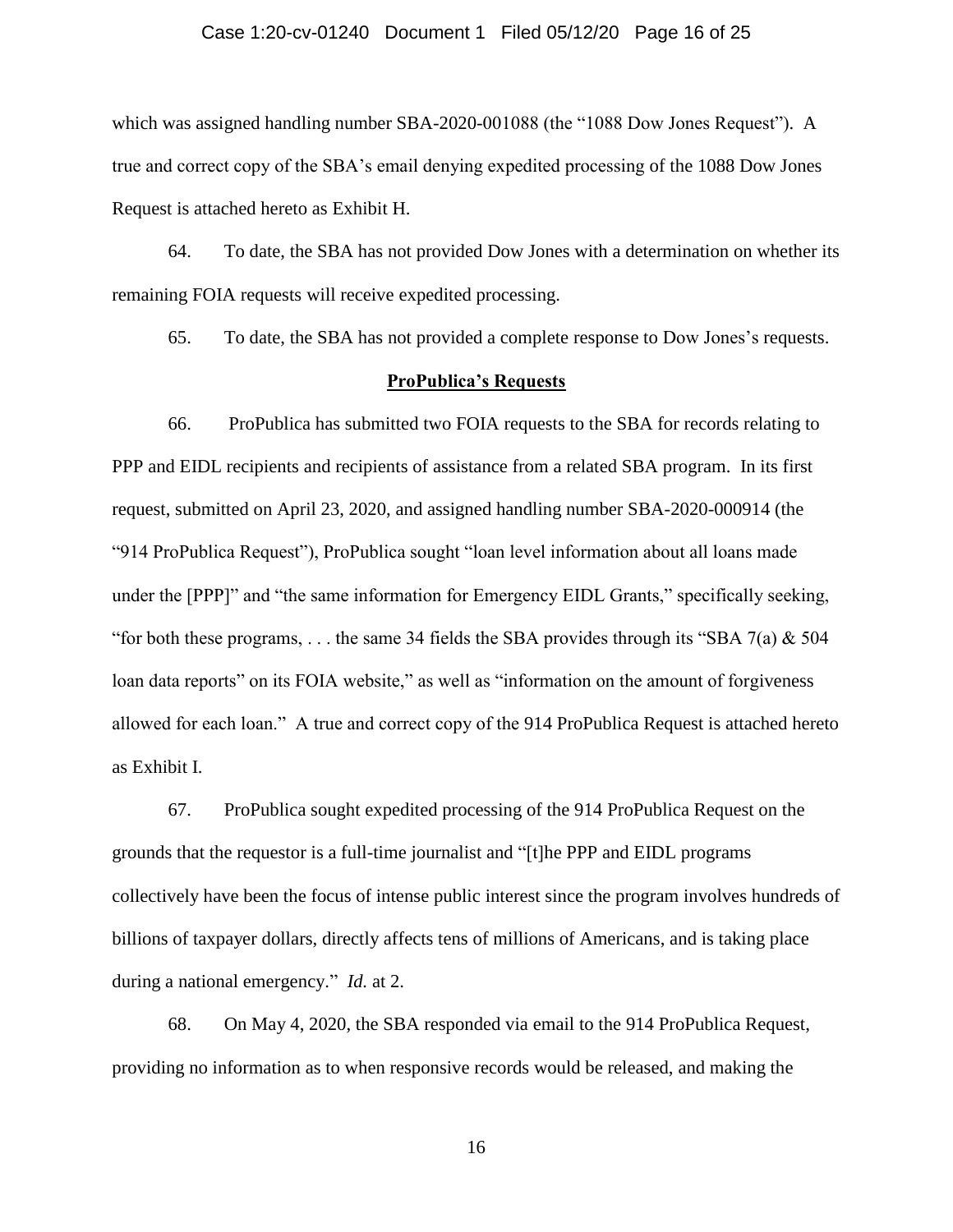which was assigned handling number SBA-2020-001088 (the "1088 Dow Jones Request"). A true and correct copy of the SBA's email denying expedited processing of the 1088 Dow Jones Request is attached hereto as Exhibit H.

64. To date, the SBA has not provided Dow Jones with a determination on whether its remaining FOIA requests will receive expedited processing.

65. To date, the SBA has not provided a complete response to Dow Jones's requests.

**ProPublica's Requests**

66. ProPublica has submitted two FOIA requests to the SBA for records relating to PPP and EIDL recipients and recipients of assistance from a related SBA program. In its first request, submitted on April 23, 2020, and assigned handling number SBA-2020-000914 (the "914 ProPublica Request"), ProPublica sought "loan level information about all loans made under the [PPP]" and "the same information for Emergency EIDL Grants," specifically seeking, "for both these programs, . . . the same 34 fields the SBA provides through its "SBA 7(a) & 504 loan data reports" on its FOIA website," as well as "information on the amount of forgiveness allowed for each loan." A true and correct copy of the 914 ProPublica Request is attached hereto as Exhibit I.

67. ProPublica sought expedited processing of the 914 ProPublica Request on the grounds that the requestor is a full-time journalist and "[t]he PPP and EIDL programs collectively have been the focus of intense public interest since the program involves hundreds of billions of taxpayer dollars, directly affects tens of millions of Americans, and is taking place during a national emergency." *Id.* at 2.

68. On May 4, 2020, the SBA responded via email to the 914 ProPublica Request, providing no information as to when responsive records would be released, and making the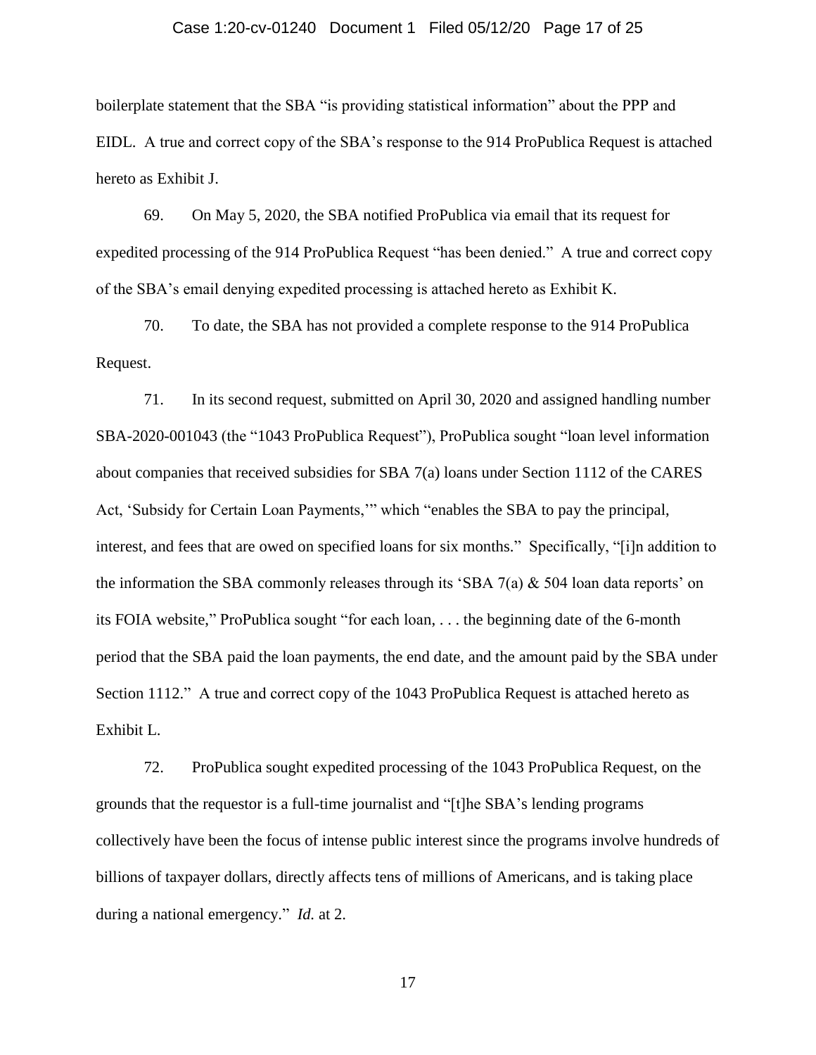boilerplate statement that the SBA "is providing statistical information" about the PPP and EIDL. A true and correct copy of the SBA's response to the 914 ProPublica Request is attached hereto as Exhibit J.

69. On May 5, 2020, the SBA notified ProPublica via email that its request for expedited processing of the 914 ProPublica Request "has been denied." A true and correct copy of the SBA's email denying expedited processing is attached hereto as Exhibit K.

70. To date, the SBA has not provided a complete response to the 914 ProPublica Request.

71. In its second request, submitted on April 30, 2020 and assigned handling number SBA-2020-001043 (the "1043 ProPublica Request"), ProPublica sought "loan level information about companies that received subsidies for SBA 7(a) loans under Section 1112 of the CARES Act, 'Subsidy for Certain Loan Payments,'" which "enables the SBA to pay the principal, interest, and fees that are owed on specified loans for six months." Specifically, "[i]n addition to the information the SBA commonly releases through its 'SBA 7(a) & 504 loan data reports' on its FOIA website," ProPublica sought "for each loan, . . . the beginning date of the 6-month period that the SBA paid the loan payments, the end date, and the amount paid by the SBA under Section 1112." A true and correct copy of the 1043 ProPublica Request is attached hereto as Exhibit L.

72. ProPublica sought expedited processing of the 1043 ProPublica Request, on the grounds that the requestor is a full-time journalist and "[t]he SBA's lending programs collectively have been the focus of intense public interest since the programs involve hundreds of billions of taxpayer dollars, directly affects tens of millions of Americans, and is taking place during a national emergency." *Id.* at 2.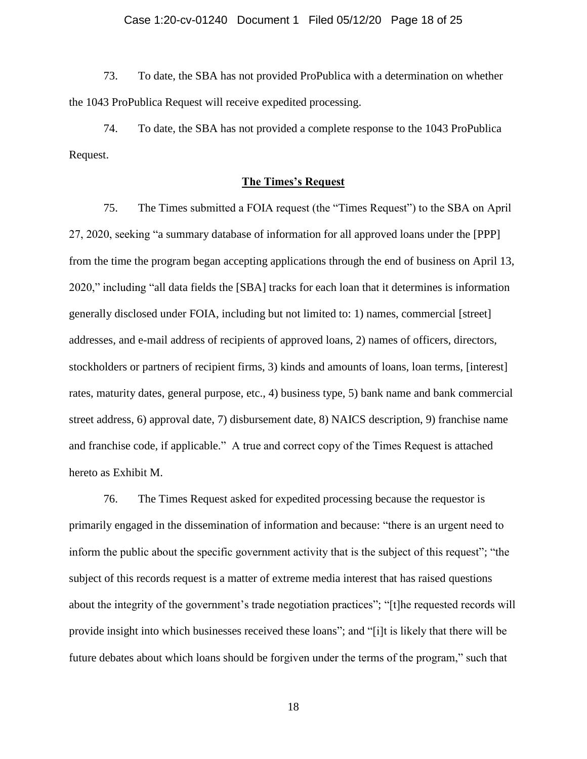73. To date, the SBA has not provided ProPublica with a determination on whether the 1043 ProPublica Request will receive expedited processing.

74. To date, the SBA has not provided a complete response to the 1043 ProPublica Request.

## **The Times's Request**

75. The Times submitted a FOIA request (the "Times Request") to the SBA on April 27, 2020, seeking "a summary database of information for all approved loans under the [PPP] from the time the program began accepting applications through the end of business on April 13, 2020," including "all data fields the [SBA] tracks for each loan that it determines is information generally disclosed under FOIA, including but not limited to: 1) names, commercial [street] addresses, and e-mail address of recipients of approved loans, 2) names of officers, directors, stockholders or partners of recipient firms, 3) kinds and amounts of loans, loan terms, [interest] rates, maturity dates, general purpose, etc., 4) business type, 5) bank name and bank commercial street address, 6) approval date, 7) disbursement date, 8) NAICS description, 9) franchise name and franchise code, if applicable." A true and correct copy of the Times Request is attached hereto as Exhibit M.

76. The Times Request asked for expedited processing because the requestor is primarily engaged in the dissemination of information and because: "there is an urgent need to inform the public about the specific government activity that is the subject of this request"; "the subject of this records request is a matter of extreme media interest that has raised questions about the integrity of the government's trade negotiation practices"; "[t]he requested records will provide insight into which businesses received these loans"; and "[i]t is likely that there will be future debates about which loans should be forgiven under the terms of the program," such that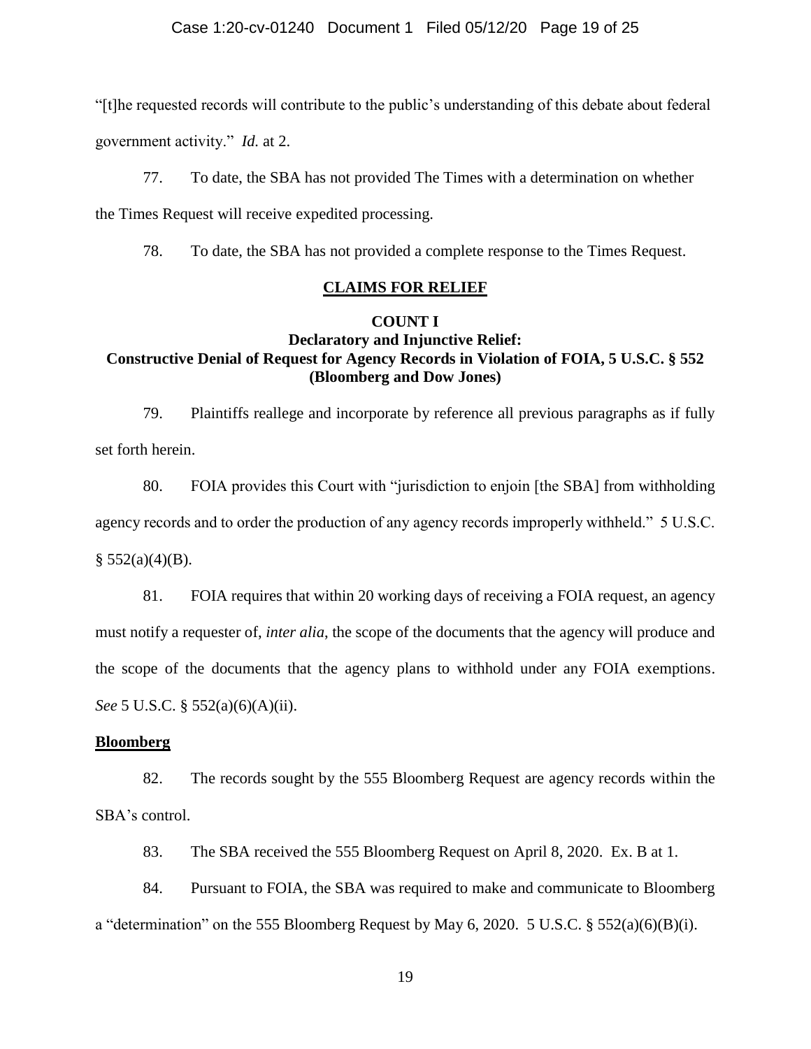"[t]he requested records will contribute to the public's understanding of this debate about federal government activity." *Id.* at 2.

77. To date, the SBA has not provided The Times with a determination on whether the Times Request will receive expedited processing.

78. To date, the SBA has not provided a complete response to the Times Request.

## CLAIMS FOR RELIEF

### COUNT I
### Declaratory and Injunctive Relief: Constructive Denial of Request for Agency Records in Violation of FOIA, 5 U.S.C. § 552 (Bloomberg and Dow Jones)

79. Plaintiffs reallege and incorporate by reference all previous paragraphs as if fully set forth herein.

80. FOIA provides this Court with "jurisdiction to enjoin [the SBA] from withholding agency records and to order the production of any agency records improperly withheld." 5 U.S.C. § 552(a)(4)(B).

81. FOIA requires that within 20 working days of receiving a FOIA request, an agency must notify a requester of, *inter alia*, the scope of the documents that the agency will produce and the scope of the documents that the agency plans to withhold under any FOIA exemptions. *See* 5 U.S.C. § 552(a)(6)(A)(ii).

**Bloomberg**

82. The records sought by the 555 Bloomberg Request are agency records within the SBA's control.

83. The SBA received the 555 Bloomberg Request on April 8, 2020. Ex. B at 1.

84. Pursuant to FOIA, the SBA was required to make and communicate to Bloomberg a "determination" on the 555 Bloomberg Request by May 6, 2020. 5 U.S.C. § 552(a)(6)(B)(i).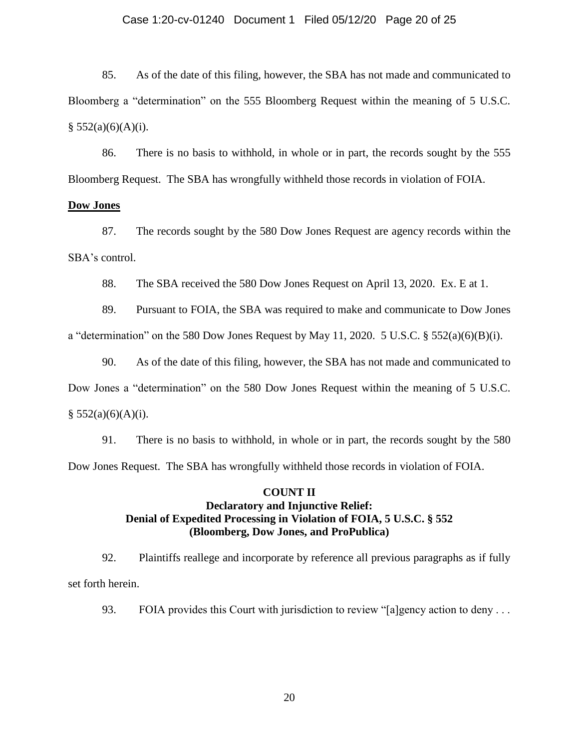85. As of the date of this filing, however, the SBA has not made and communicated to Bloomberg a "determination" on the 555 Bloomberg Request within the meaning of 5 U.S.C. § 552(a)(6)(A)(i).

86. There is no basis to withhold, in whole or in part, the records sought by the 555 Bloomberg Request. The SBA has wrongfully withheld those records in violation of FOIA.

**Dow Jones**

87. The records sought by the 580 Dow Jones Request are agency records within the SBA's control.

88. The SBA received the 580 Dow Jones Request on April 13, 2020. Ex. E at 1.

89. Pursuant to FOIA, the SBA was required to make and communicate to Dow Jones a "determination" on the 580 Dow Jones Request by May 11, 2020. 5 U.S.C. § 552(a)(6)(B)(i).

90. As of the date of this filing, however, the SBA has not made and communicated to Dow Jones a "determination" on the 580 Dow Jones Request within the meaning of 5 U.S.C. § 552(a)(6)(A)(i).

91. There is no basis to withhold, in whole or in part, the records sought by the 580 Dow Jones Request. The SBA has wrongfully withheld those records in violation of FOIA.

**COUNT II**
**Declaratory and Injunctive Relief:**
**Denial of Expedited Processing in Violation of FOIA, 5 U.S.C. § 552**
**(Bloomberg, Dow Jones, and ProPublica)**

92. Plaintiffs reallege and incorporate by reference all previous paragraphs as if fully set forth herein.

93. FOIA provides this Court with jurisdiction to review "[a]gency action to deny . . .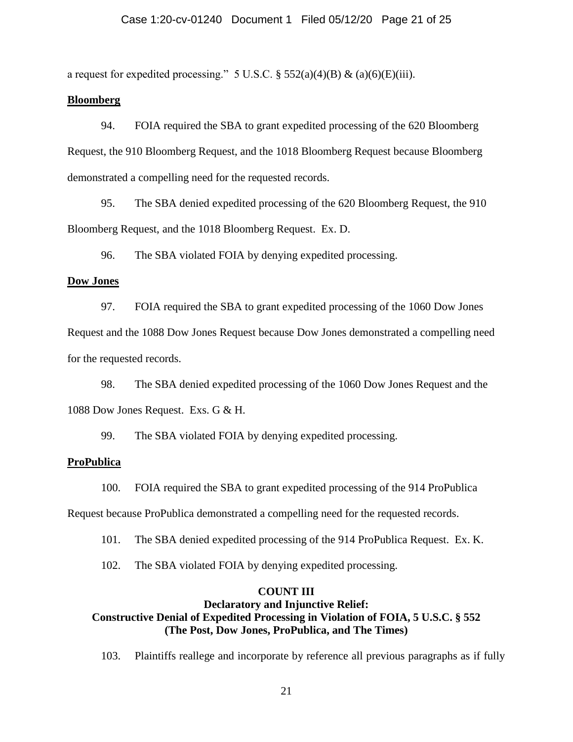a request for expedited processing." 5 U.S.C. § 552(a)(4)(B) & (a)(6)(E)(iii).

**Bloomberg**

94. FOIA required the SBA to grant expedited processing of the 620 Bloomberg Request, the 910 Bloomberg Request, and the 1018 Bloomberg Request because Bloomberg demonstrated a compelling need for the requested records.

95. The SBA denied expedited processing of the 620 Bloomberg Request, the 910 Bloomberg Request, and the 1018 Bloomberg Request. Ex. D.

96. The SBA violated FOIA by denying expedited processing.

**Dow Jones**

97. FOIA required the SBA to grant expedited processing of the 1060 Dow Jones Request and the 1088 Dow Jones Request because Dow Jones demonstrated a compelling need for the requested records.

98. The SBA denied expedited processing of the 1060 Dow Jones Request and the 1088 Dow Jones Request. Exs. G & H.

99. The SBA violated FOIA by denying expedited processing.

**ProPublica**

100. FOIA required the SBA to grant expedited processing of the 914 ProPublica Request because ProPublica demonstrated a compelling need for the requested records.

101. The SBA denied expedited processing of the 914 ProPublica Request. Ex. K.

102. The SBA violated FOIA by denying expedited processing.

**COUNT III**
**Declaratory and Injunctive Relief:**
**Constructive Denial of Expedited Processing in Violation of FOIA, 5 U.S.C. § 552**
**(The Post, Dow Jones, ProPublica, and The Times)**

103. Plaintiffs reallege and incorporate by reference all previous paragraphs as if fully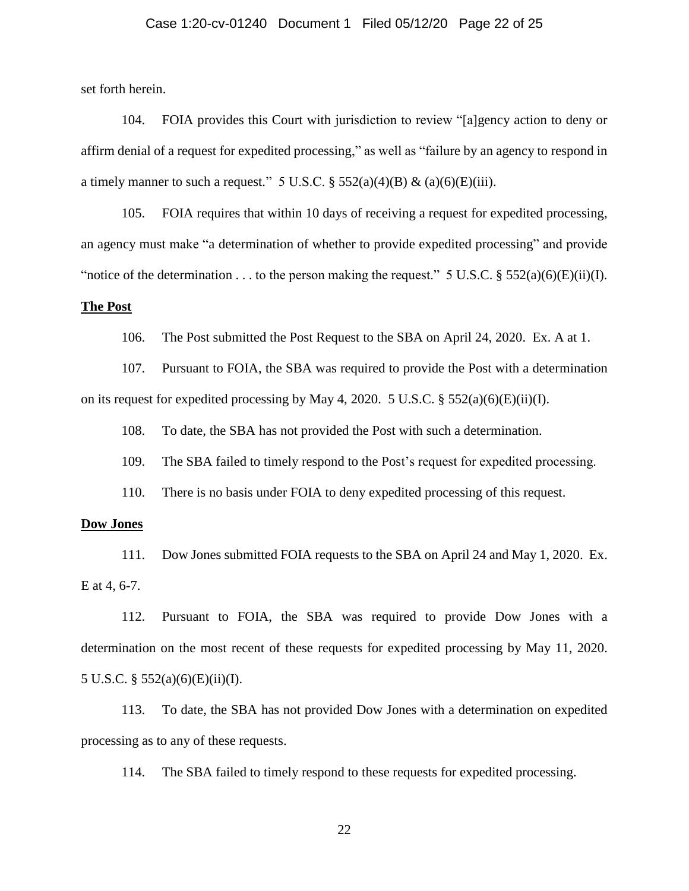set forth herein.

104. FOIA provides this Court with jurisdiction to review "[a]gency action to deny or affirm denial of a request for expedited processing," as well as "failure by an agency to respond in a timely manner to such a request." 5 U.S.C. § 552(a)(4)(B) & (a)(6)(E)(iii).

105. FOIA requires that within 10 days of receiving a request for expedited processing, an agency must make "a determination of whether to provide expedited processing" and provide "notice of the determination . . . to the person making the request." 5 U.S.C. § 552(a)(6)(E)(ii)(I).

**The Post**

106. The Post submitted the Post Request to the SBA on April 24, 2020. Ex. A at 1.

107. Pursuant to FOIA, the SBA was required to provide the Post with a determination on its request for expedited processing by May 4, 2020. 5 U.S.C. § 552(a)(6)(E)(ii)(I).

108. To date, the SBA has not provided the Post with such a determination.

109. The SBA failed to timely respond to the Post's request for expedited processing.

110. There is no basis under FOIA to deny expedited processing of this request.

**Dow Jones**

111. Dow Jones submitted FOIA requests to the SBA on April 24 and May 1, 2020. Ex. E at 4, 6-7.

112. Pursuant to FOIA, the SBA was required to provide Dow Jones with a determination on the most recent of these requests for expedited processing by May 11, 2020. 5 U.S.C. § 552(a)(6)(E)(ii)(I).

113. To date, the SBA has not provided Dow Jones with a determination on expedited processing as to any of these requests.

114. The SBA failed to timely respond to these requests for expedited processing.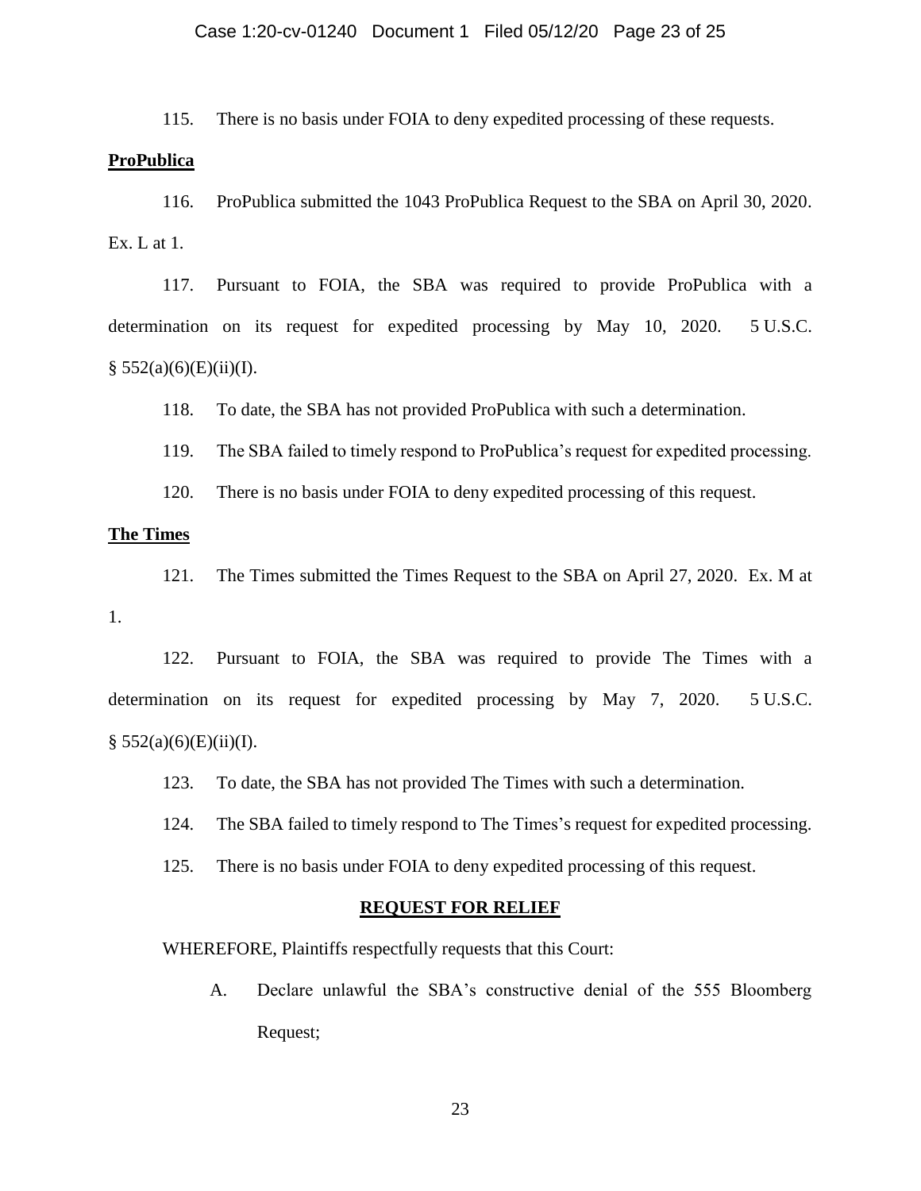115. There is no basis under FOIA to deny expedited processing of these requests.

**ProPublica**

116. ProPublica submitted the 1043 ProPublica Request to the SBA on April 30, 2020. Ex. L at 1.

117. Pursuant to FOIA, the SBA was required to provide ProPublica with a determination on its request for expedited processing by May 10, 2020. 5 U.S.C. § 552(a)(6)(E)(ii)(I).

118. To date, the SBA has not provided ProPublica with such a determination.

119. The SBA failed to timely respond to ProPublica's request for expedited processing.

120. There is no basis under FOIA to deny expedited processing of this request.

**The Times**

121. The Times submitted the Times Request to the SBA on April 27, 2020. Ex. M at 1.

122. Pursuant to FOIA, the SBA was required to provide The Times with a determination on its request for expedited processing by May 7, 2020. 5 U.S.C. § 552(a)(6)(E)(ii)(I).

123. To date, the SBA has not provided The Times with such a determination.

124. The SBA failed to timely respond to The Times's request for expedited processing.

125. There is no basis under FOIA to deny expedited processing of this request.

## REQUEST FOR RELIEF

WHEREFORE, Plaintiffs respectfully requests that this Court:

A. Declare unlawful the SBA's constructive denial of the 555 Bloomberg Request;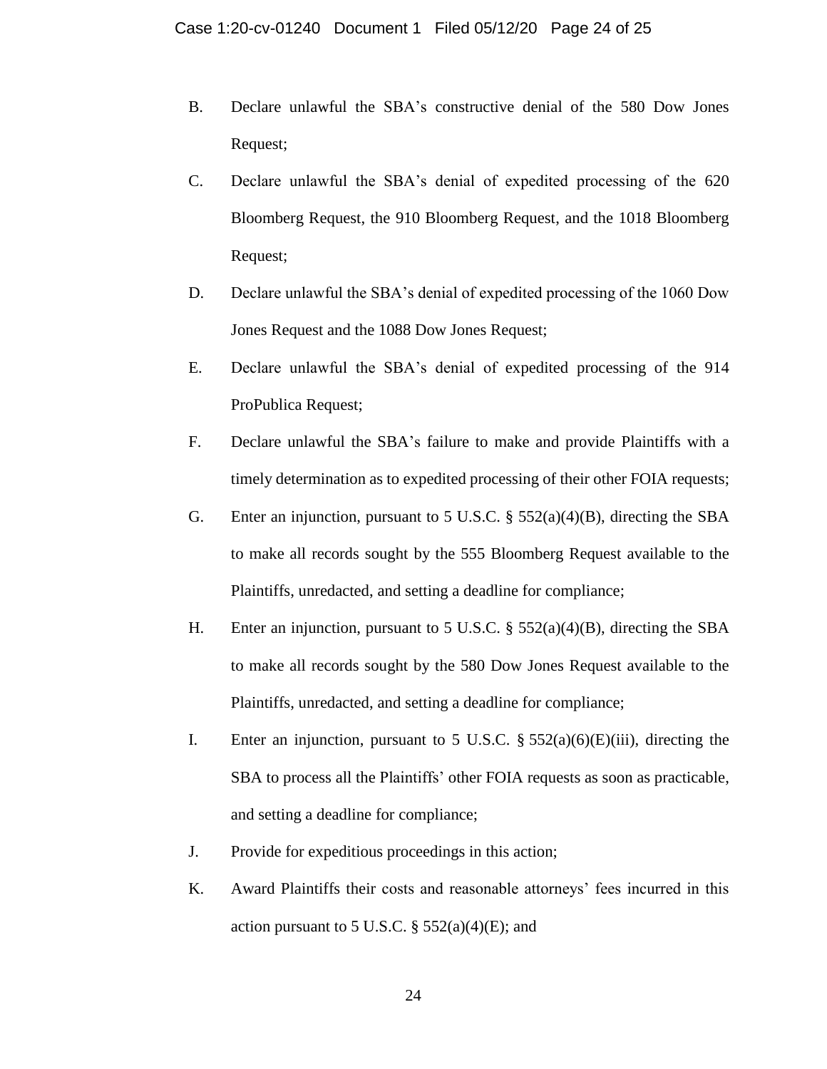B. Declare unlawful the SBA's constructive denial of the 580 Dow Jones Request;

C. Declare unlawful the SBA's denial of expedited processing of the 620 Bloomberg Request, the 910 Bloomberg Request, and the 1018 Bloomberg Request;

D. Declare unlawful the SBA's denial of expedited processing of the 1060 Dow Jones Request and the 1088 Dow Jones Request;

E. Declare unlawful the SBA's denial of expedited processing of the 914 ProPublica Request;

F. Declare unlawful the SBA's failure to make and provide Plaintiffs with a timely determination as to expedited processing of their other FOIA requests;

G. Enter an injunction, pursuant to 5 U.S.C. § 552(a)(4)(B), directing the SBA to make all records sought by the 555 Bloomberg Request available to the Plaintiffs, unredacted, and setting a deadline for compliance;

H. Enter an injunction, pursuant to 5 U.S.C. § 552(a)(4)(B), directing the SBA to make all records sought by the 580 Dow Jones Request available to the Plaintiffs, unredacted, and setting a deadline for compliance;

I. Enter an injunction, pursuant to 5 U.S.C. § 552(a)(6)(E)(iii), directing the SBA to process all the Plaintiffs' other FOIA requests as soon as practicable, and setting a deadline for compliance;

J. Provide for expeditious proceedings in this action;

K. Award Plaintiffs their costs and reasonable attorneys' fees incurred in this action pursuant to 5 U.S.C. § 552(a)(4)(E); and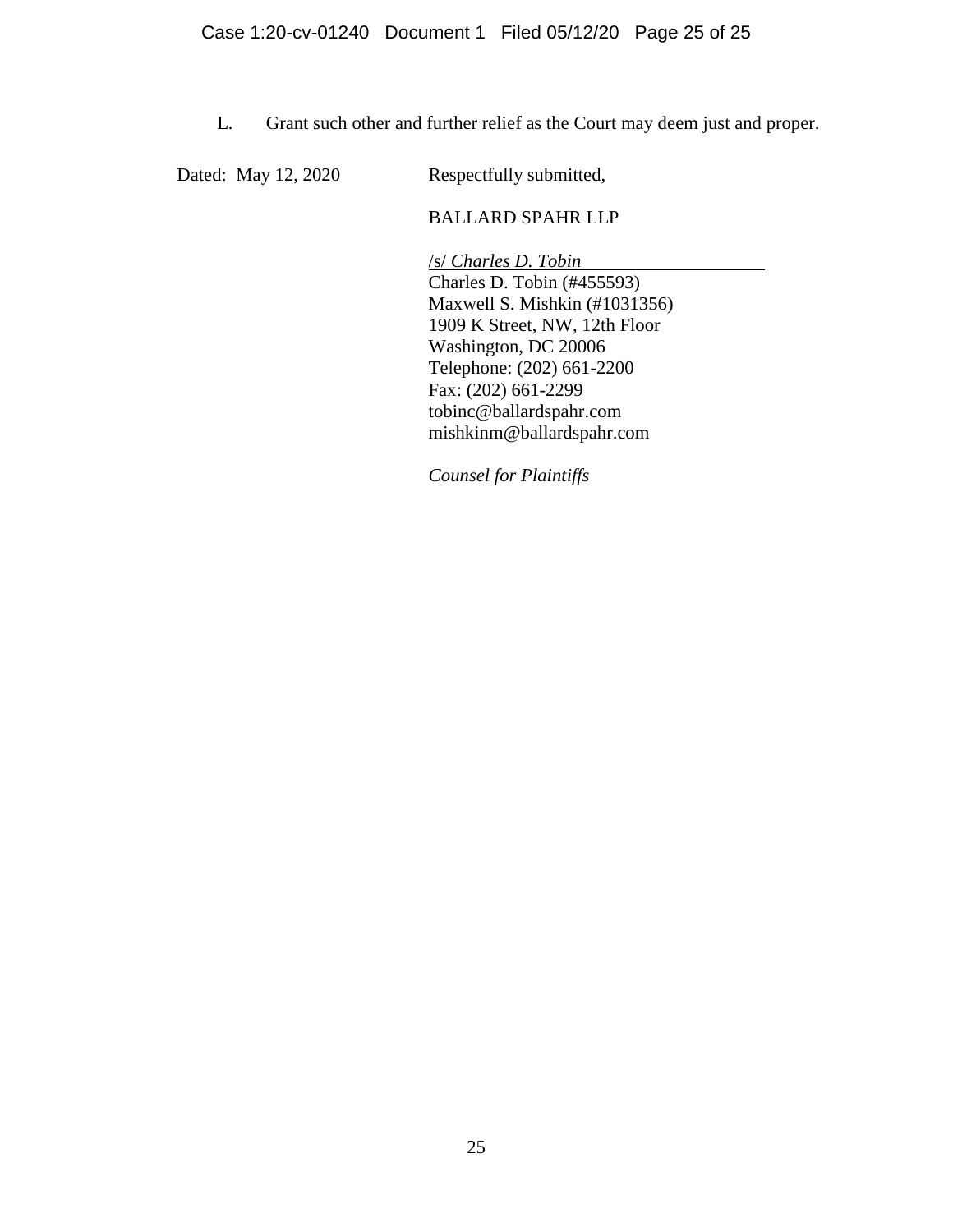L. Grant such other and further relief as the Court may deem just and proper.

Dated: May 12, 2020

Respectfully submitted,

BALLARD SPAHR LLP

/s/ *Charles D. Tobin*
Charles D. Tobin (#455593)
Maxwell S. Mishkin (#1031356)
1909 K Street, NW, 12th Floor
Washington, DC 20006
Telephone: (202) 661-2200
Fax: (202) 661-2299
tobinc@ballardspahr.com
mishkinm@ballardspahr.com

*Counsel for Plaintiffs*